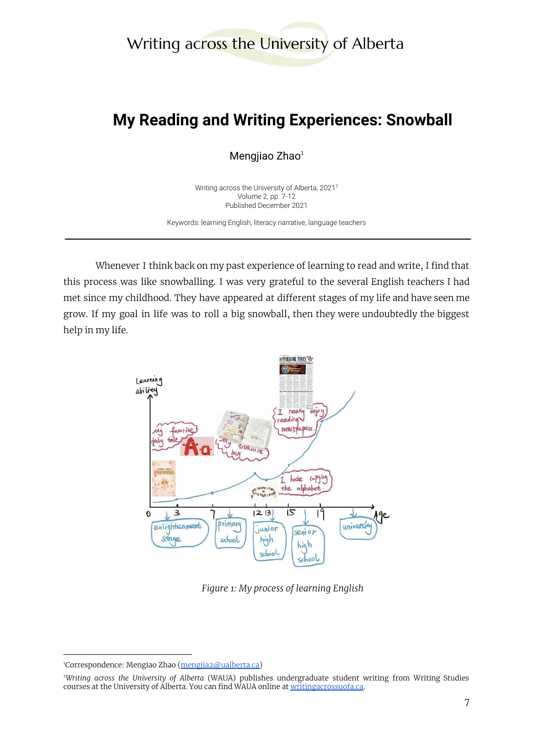# My Reading and Writing Experiences: Snowball

Mengjiao Zhao[1]

Writing across the University of Alberta, 2021[2]
Volume 2, pp. 7-12
Published December 2021

Keywords: learning English, literacy narrative, language teachers

---

Whenever I think back on my past experience of learning to read and write, I find that this process was like snowballing. I was very grateful to the several English teachers I had met since my childhood. They have appeared at different stages of my life and have seen me grow. If my goal in life was to roll a big snowball, then they were undoubtedly the biggest help in my life.

*Figure 1: My process of learning English*

---

[1]Correspondence: Mengiao Zhao (mengjia2@ualberta.ca)

[2]*Writing across the University of Alberta* (WAUA) publishes undergraduate student writing from Writing Studies courses at the University of Alberta. You can find WAUA online at writingacrossuofa.ca.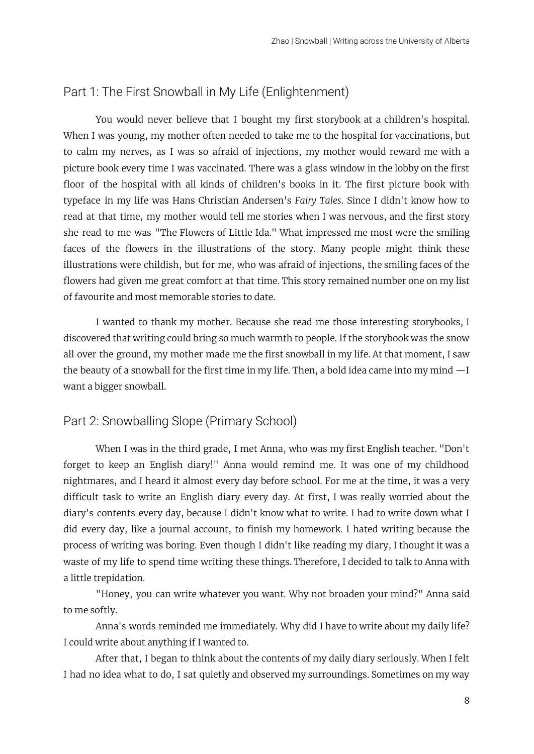## Part 1: The First Snowball in My Life (Enlightenment)

You would never believe that I bought my first storybook at a children's hospital. When I was young, my mother often needed to take me to the hospital for vaccinations, but to calm my nerves, as I was so afraid of injections, my mother would reward me with a picture book every time I was vaccinated. There was a glass window in the lobby on the first floor of the hospital with all kinds of children's books in it. The first picture book with typeface in my life was Hans Christian Andersen's *Fairy Tales*. Since I didn't know how to read at that time, my mother would tell me stories when I was nervous, and the first story she read to me was "The Flowers of Little Ida." What impressed me most were the smiling faces of the flowers in the illustrations of the story. Many people might think these illustrations were childish, but for me, who was afraid of injections, the smiling faces of the flowers had given me great comfort at that time. This story remained number one on my list of favourite and most memorable stories to date.

I wanted to thank my mother. Because she read me those interesting storybooks, I discovered that writing could bring so much warmth to people. If the storybook was the snow all over the ground, my mother made me the first snowball in my life. At that moment, I saw the beauty of a snowball for the first time in my life. Then, a bold idea came into my mind —I want a bigger snowball.

## Part 2: Snowballing Slope (Primary School)

When I was in the third grade, I met Anna, who was my first English teacher. "Don't forget to keep an English diary!" Anna would remind me. It was one of my childhood nightmares, and I heard it almost every day before school. For me at the time, it was a very difficult task to write an English diary every day. At first, I was really worried about the diary's contents every day, because I didn't know what to write. I had to write down what I did every day, like a journal account, to finish my homework. I hated writing because the process of writing was boring. Even though I didn't like reading my diary, I thought it was a waste of my life to spend time writing these things. Therefore, I decided to talk to Anna with a little trepidation.

"Honey, you can write whatever you want. Why not broaden your mind?" Anna said to me softly.

Anna's words reminded me immediately. Why did I have to write about my daily life? I could write about anything if I wanted to.

After that, I began to think about the contents of my daily diary seriously. When I felt I had no idea what to do, I sat quietly and observed my surroundings. Sometimes on my way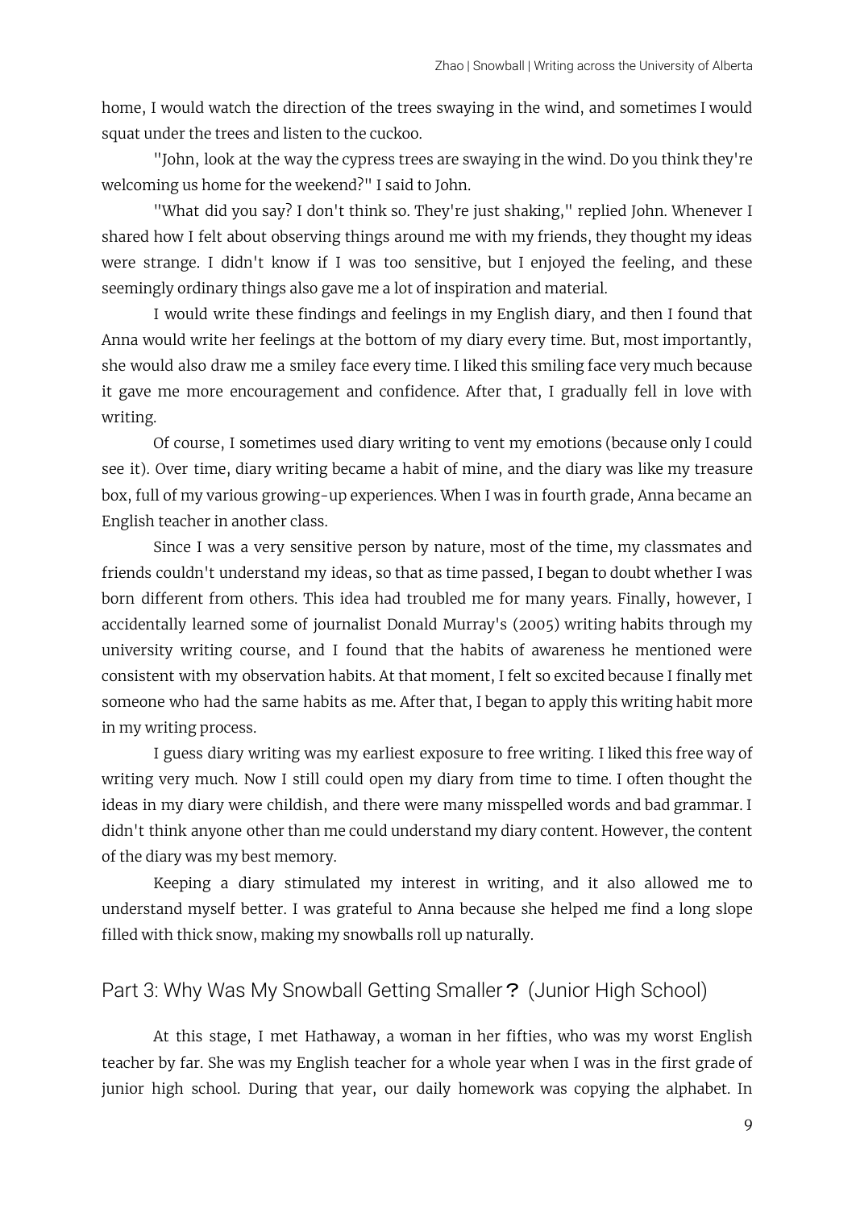home, I would watch the direction of the trees swaying in the wind, and sometimes I would squat under the trees and listen to the cuckoo.

"John, look at the way the cypress trees are swaying in the wind. Do you think they're welcoming us home for the weekend?" I said to John.

"What did you say? I don't think so. They're just shaking," replied John. Whenever I shared how I felt about observing things around me with my friends, they thought my ideas were strange. I didn't know if I was too sensitive, but I enjoyed the feeling, and these seemingly ordinary things also gave me a lot of inspiration and material.

I would write these findings and feelings in my English diary, and then I found that Anna would write her feelings at the bottom of my diary every time. But, most importantly, she would also draw me a smiley face every time. I liked this smiling face very much because it gave me more encouragement and confidence. After that, I gradually fell in love with writing.

Of course, I sometimes used diary writing to vent my emotions (because only I could see it). Over time, diary writing became a habit of mine, and the diary was like my treasure box, full of my various growing-up experiences. When I was in fourth grade, Anna became an English teacher in another class.

Since I was a very sensitive person by nature, most of the time, my classmates and friends couldn't understand my ideas, so that as time passed, I began to doubt whether I was born different from others. This idea had troubled me for many years. Finally, however, I accidentally learned some of journalist Donald Murray's (2005) writing habits through my university writing course, and I found that the habits of awareness he mentioned were consistent with my observation habits. At that moment, I felt so excited because I finally met someone who had the same habits as me. After that, I began to apply this writing habit more in my writing process.

I guess diary writing was my earliest exposure to free writing. I liked this free way of writing very much. Now I still could open my diary from time to time. I often thought the ideas in my diary were childish, and there were many misspelled words and bad grammar. I didn't think anyone other than me could understand my diary content. However, the content of the diary was my best memory.

Keeping a diary stimulated my interest in writing, and it also allowed me to understand myself better. I was grateful to Anna because she helped me find a long slope filled with thick snow, making my snowballs roll up naturally.

## Part 3: Why Was My Snowball Getting Smaller？ (Junior High School)

At this stage, I met Hathaway, a woman in her fifties, who was my worst English teacher by far. She was my English teacher for a whole year when I was in the first grade of junior high school. During that year, our daily homework was copying the alphabet. In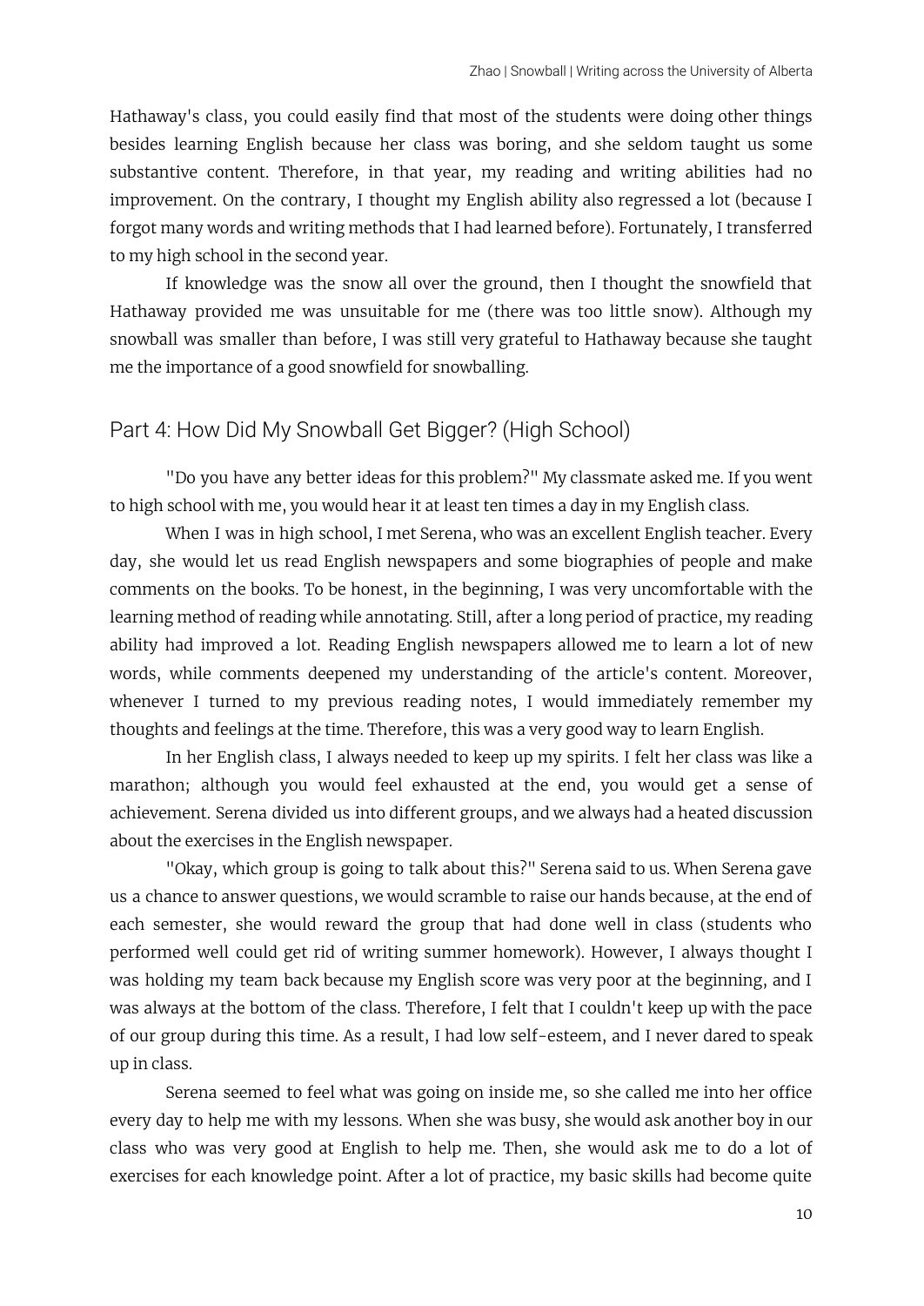Hathaway's class, you could easily find that most of the students were doing other things besides learning English because her class was boring, and she seldom taught us some substantive content. Therefore, in that year, my reading and writing abilities had no improvement. On the contrary, I thought my English ability also regressed a lot (because I forgot many words and writing methods that I had learned before). Fortunately, I transferred to my high school in the second year.

If knowledge was the snow all over the ground, then I thought the snowfield that Hathaway provided me was unsuitable for me (there was too little snow). Although my snowball was smaller than before, I was still very grateful to Hathaway because she taught me the importance of a good snowfield for snowballing.

## Part 4: How Did My Snowball Get Bigger? (High School)

"Do you have any better ideas for this problem?" My classmate asked me. If you went to high school with me, you would hear it at least ten times a day in my English class.

When I was in high school, I met Serena, who was an excellent English teacher. Every day, she would let us read English newspapers and some biographies of people and make comments on the books. To be honest, in the beginning, I was very uncomfortable with the learning method of reading while annotating. Still, after a long period of practice, my reading ability had improved a lot. Reading English newspapers allowed me to learn a lot of new words, while comments deepened my understanding of the article's content. Moreover, whenever I turned to my previous reading notes, I would immediately remember my thoughts and feelings at the time. Therefore, this was a very good way to learn English.

In her English class, I always needed to keep up my spirits. I felt her class was like a marathon; although you would feel exhausted at the end, you would get a sense of achievement. Serena divided us into different groups, and we always had a heated discussion about the exercises in the English newspaper.

"Okay, which group is going to talk about this?" Serena said to us. When Serena gave us a chance to answer questions, we would scramble to raise our hands because, at the end of each semester, she would reward the group that had done well in class (students who performed well could get rid of writing summer homework). However, I always thought I was holding my team back because my English score was very poor at the beginning, and I was always at the bottom of the class. Therefore, I felt that I couldn't keep up with the pace of our group during this time. As a result, I had low self-esteem, and I never dared to speak up in class.

Serena seemed to feel what was going on inside me, so she called me into her office every day to help me with my lessons. When she was busy, she would ask another boy in our class who was very good at English to help me. Then, she would ask me to do a lot of exercises for each knowledge point. After a lot of practice, my basic skills had become quite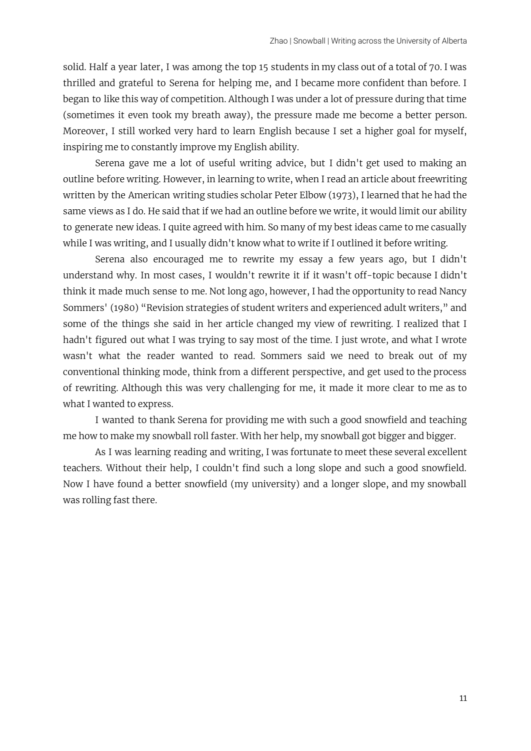solid. Half a year later, I was among the top 15 students in my class out of a total of 70. I was thrilled and grateful to Serena for helping me, and I became more confident than before. I began to like this way of competition. Although I was under a lot of pressure during that time (sometimes it even took my breath away), the pressure made me become a better person. Moreover, I still worked very hard to learn English because I set a higher goal for myself, inspiring me to constantly improve my English ability.

Serena gave me a lot of useful writing advice, but I didn't get used to making an outline before writing. However, in learning to write, when I read an article about freewriting written by the American writing studies scholar Peter Elbow (1973), I learned that he had the same views as I do. He said that if we had an outline before we write, it would limit our ability to generate new ideas. I quite agreed with him. So many of my best ideas came to me casually while I was writing, and I usually didn't know what to write if I outlined it before writing.

Serena also encouraged me to rewrite my essay a few years ago, but I didn't understand why. In most cases, I wouldn't rewrite it if it wasn't off-topic because I didn't think it made much sense to me. Not long ago, however, I had the opportunity to read Nancy Sommers' (1980) "Revision strategies of student writers and experienced adult writers," and some of the things she said in her article changed my view of rewriting. I realized that I hadn't figured out what I was trying to say most of the time. I just wrote, and what I wrote wasn't what the reader wanted to read. Sommers said we need to break out of my conventional thinking mode, think from a different perspective, and get used to the process of rewriting. Although this was very challenging for me, it made it more clear to me as to what I wanted to express.

I wanted to thank Serena for providing me with such a good snowfield and teaching me how to make my snowball roll faster. With her help, my snowball got bigger and bigger.

As I was learning reading and writing, I was fortunate to meet these several excellent teachers. Without their help, I couldn't find such a long slope and such a good snowfield. Now I have found a better snowfield (my university) and a longer slope, and my snowball was rolling fast there.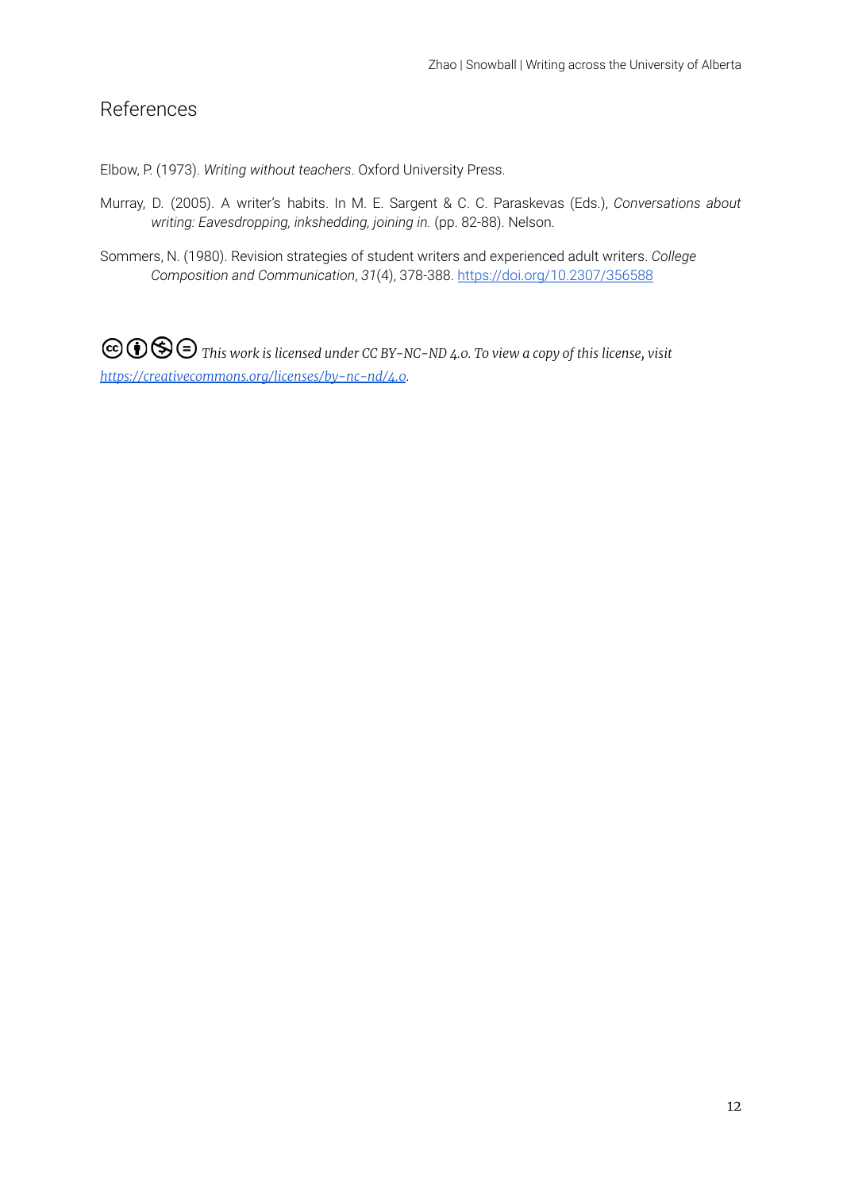## References

Elbow, P. (1973). *Writing without teachers*. Oxford University Press.

Murray, D. (2005). A writer's habits. In M. E. Sargent & C. C. Paraskevas (Eds.), *Conversations about writing: Eavesdropping, inkshedding, joining in.* (pp. 82-88). Nelson.

Sommers, N. (1980). Revision strategies of student writers and experienced adult writers. *College Composition and Communication*, *31*(4), 378-388. https://doi.org/10.2307/356588

*This work is licensed under CC BY-NC-ND 4.0. To view a copy of this license, visit https://creativecommons.org/licenses/by-nc-nd/4.0.*